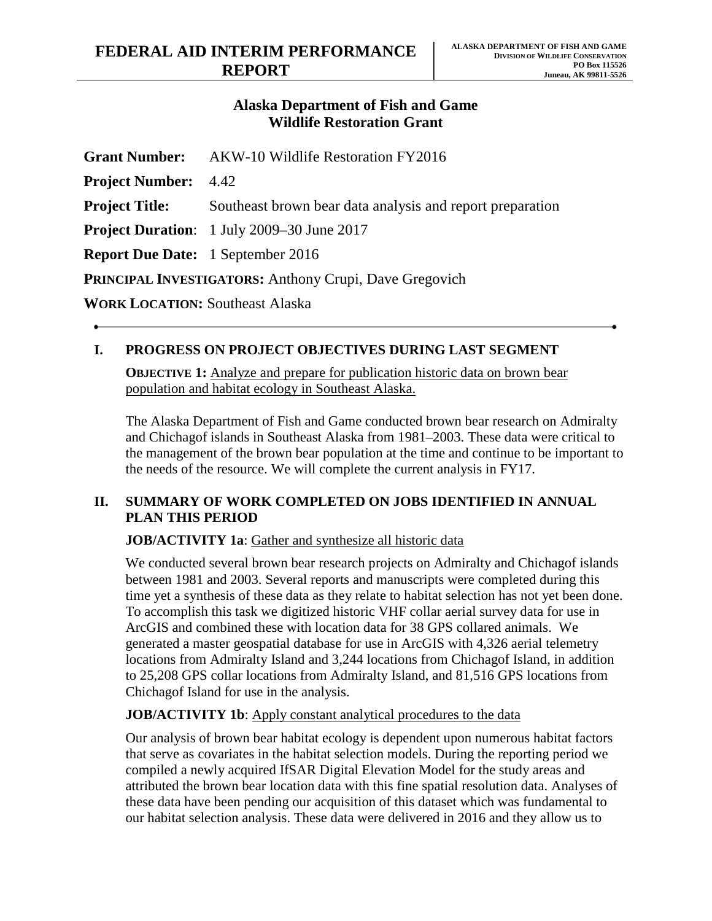# FEDERAL AID INTERIM PERFORMANCE REPORT

**ALASKA DEPARTMENT OF FISH AND GAME**
**DIVISION OF WILDLIFE CONSERVATION**
**PO Box 115526**
**Juneau, AK 99811-5526**

## Alaska Department of Fish and Game
## Wildlife Restoration Grant

**Grant Number:** AKW-10 Wildlife Restoration FY2016

**Project Number:** 4.42

**Project Title:** Southeast brown bear data analysis and report preparation

**Project Duration**: 1 July 2009–30 June 2017

**Report Due Date:** 1 September 2016

**PRINCIPAL INVESTIGATORS:** Anthony Crupi, Dave Gregovich

**WORK LOCATION:** Southeast Alaska

---

## I. PROGRESS ON PROJECT OBJECTIVES DURING LAST SEGMENT

**OBJECTIVE 1:** Analyze and prepare for publication historic data on brown bear population and habitat ecology in Southeast Alaska.

The Alaska Department of Fish and Game conducted brown bear research on Admiralty and Chichagof islands in Southeast Alaska from 1981–2003. These data were critical to the management of the brown bear population at the time and continue to be important to the needs of the resource. We will complete the current analysis in FY17.

## II. SUMMARY OF WORK COMPLETED ON JOBS IDENTIFIED IN ANNUAL PLAN THIS PERIOD

**JOB/ACTIVITY 1a**: Gather and synthesize all historic data

We conducted several brown bear research projects on Admiralty and Chichagof islands between 1981 and 2003. Several reports and manuscripts were completed during this time yet a synthesis of these data as they relate to habitat selection has not yet been done. To accomplish this task we digitized historic VHF collar aerial survey data for use in ArcGIS and combined these with location data for 38 GPS collared animals. We generated a master geospatial database for use in ArcGIS with 4,326 aerial telemetry locations from Admiralty Island and 3,244 locations from Chichagof Island, in addition to 25,208 GPS collar locations from Admiralty Island, and 81,516 GPS locations from Chichagof Island for use in the analysis.

**JOB/ACTIVITY 1b**: Apply constant analytical procedures to the data

Our analysis of brown bear habitat ecology is dependent upon numerous habitat factors that serve as covariates in the habitat selection models. During the reporting period we compiled a newly acquired IfSAR Digital Elevation Model for the study areas and attributed the brown bear location data with this fine spatial resolution data. Analyses of these data have been pending our acquisition of this dataset which was fundamental to our habitat selection analysis. These data were delivered in 2016 and they allow us to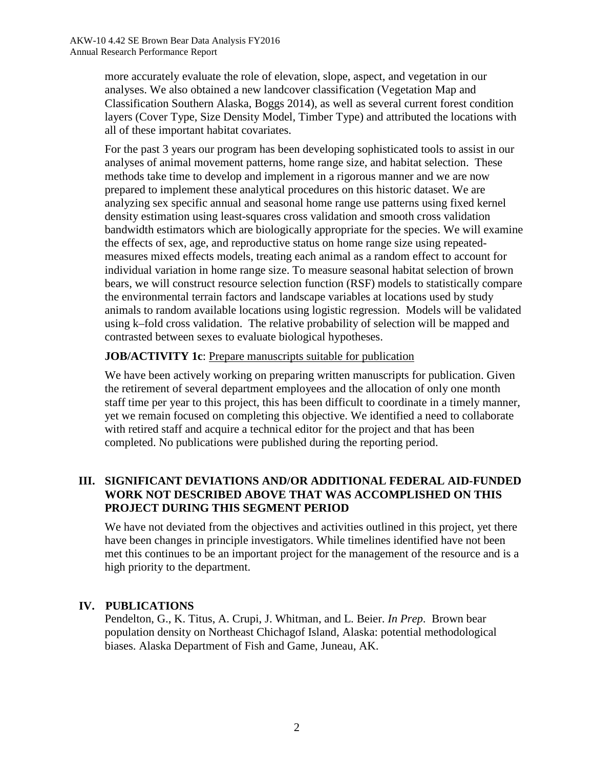more accurately evaluate the role of elevation, slope, aspect, and vegetation in our analyses. We also obtained a new landcover classification (Vegetation Map and Classification Southern Alaska, Boggs 2014), as well as several current forest condition layers (Cover Type, Size Density Model, Timber Type) and attributed the locations with all of these important habitat covariates.

For the past 3 years our program has been developing sophisticated tools to assist in our analyses of animal movement patterns, home range size, and habitat selection. These methods take time to develop and implement in a rigorous manner and we are now prepared to implement these analytical procedures on this historic dataset. We are analyzing sex specific annual and seasonal home range use patterns using fixed kernel density estimation using least-squares cross validation and smooth cross validation bandwidth estimators which are biologically appropriate for the species. We will examine the effects of sex, age, and reproductive status on home range size using repeated-measures mixed effects models, treating each animal as a random effect to account for individual variation in home range size. To measure seasonal habitat selection of brown bears, we will construct resource selection function (RSF) models to statistically compare the environmental terrain factors and landscape variables at locations used by study animals to random available locations using logistic regression. Models will be validated using k–fold cross validation. The relative probability of selection will be mapped and contrasted between sexes to evaluate biological hypotheses.

**JOB/ACTIVITY 1c**: Prepare manuscripts suitable for publication

We have been actively working on preparing written manuscripts for publication. Given the retirement of several department employees and the allocation of only one month staff time per year to this project, this has been difficult to coordinate in a timely manner, yet we remain focused on completing this objective. We identified a need to collaborate with retired staff and acquire a technical editor for the project and that has been completed. No publications were published during the reporting period.

## III. SIGNIFICANT DEVIATIONS AND/OR ADDITIONAL FEDERAL AID-FUNDED WORK NOT DESCRIBED ABOVE THAT WAS ACCOMPLISHED ON THIS PROJECT DURING THIS SEGMENT PERIOD

We have not deviated from the objectives and activities outlined in this project, yet there have been changes in principle investigators. While timelines identified have not been met this continues to be an important project for the management of the resource and is a high priority to the department.

## IV. PUBLICATIONS

Pendelton, G., K. Titus, A. Crupi, J. Whitman, and L. Beier. *In Prep*. Brown bear population density on Northeast Chichagof Island, Alaska: potential methodological biases. Alaska Department of Fish and Game, Juneau, AK.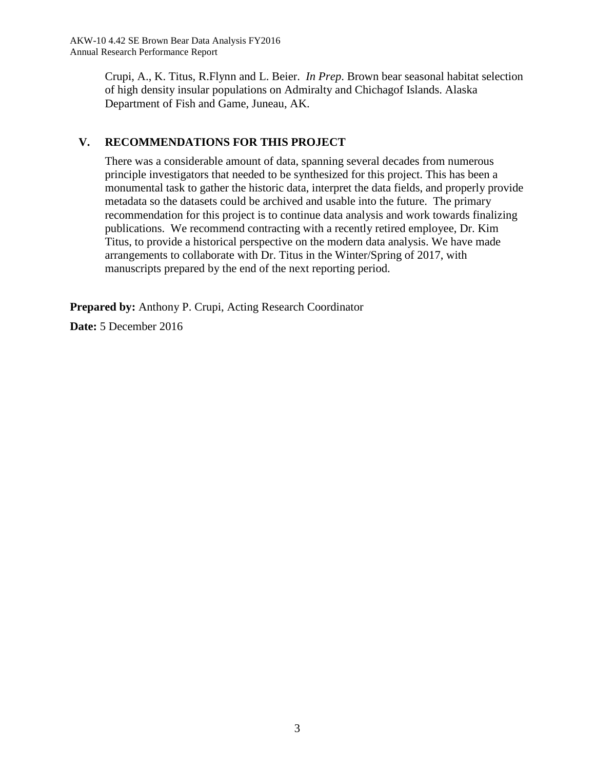Crupi, A., K. Titus, R.Flynn and L. Beier. *In Prep.* Brown bear seasonal habitat selection of high density insular populations on Admiralty and Chichagof Islands. Alaska Department of Fish and Game, Juneau, AK.

## V. RECOMMENDATIONS FOR THIS PROJECT

There was a considerable amount of data, spanning several decades from numerous principle investigators that needed to be synthesized for this project. This has been a monumental task to gather the historic data, interpret the data fields, and properly provide metadata so the datasets could be archived and usable into the future. The primary recommendation for this project is to continue data analysis and work towards finalizing publications. We recommend contracting with a recently retired employee, Dr. Kim Titus, to provide a historical perspective on the modern data analysis. We have made arrangements to collaborate with Dr. Titus in the Winter/Spring of 2017, with manuscripts prepared by the end of the next reporting period.

**Prepared by:** Anthony P. Crupi, Acting Research Coordinator

**Date:** 5 December 2016